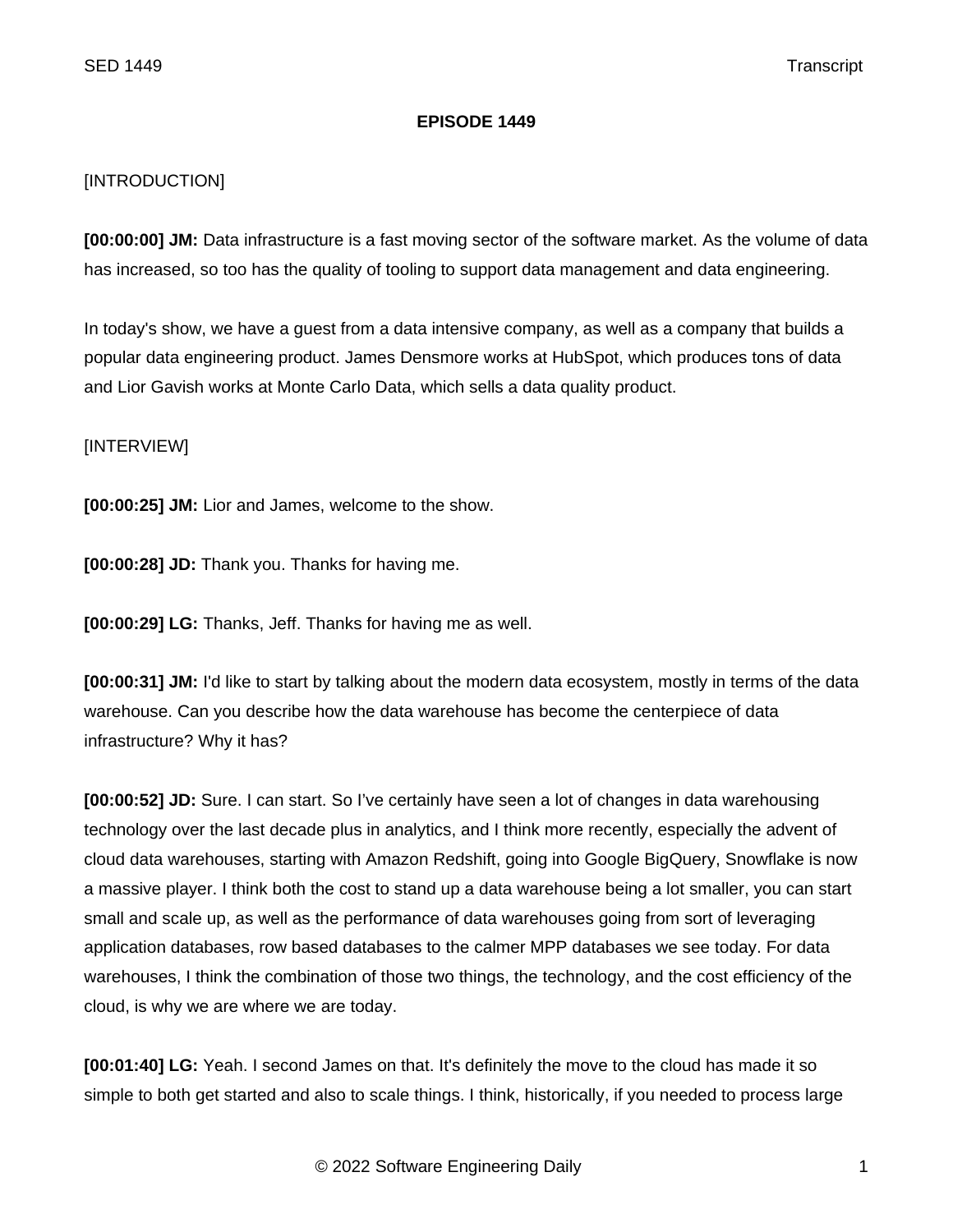**EPISODE 1449**

[INTRODUCTION]

**[00:00:00] JM:** Data infrastructure is a fast moving sector of the software market. As the volume of data has increased, so too has the quality of tooling to support data management and data engineering.

In today's show, we have a guest from a data intensive company, as well as a company that builds a popular data engineering product. James Densmore works at HubSpot, which produces tons of data and Lior Gavish works at Monte Carlo Data, which sells a data quality product.

[INTERVIEW]

**[00:00:25] JM:** Lior and James, welcome to the show.

**[00:00:28] JD:** Thank you. Thanks for having me.

**[00:00:29] LG:** Thanks, Jeff. Thanks for having me as well.

**[00:00:31] JM:** I'd like to start by talking about the modern data ecosystem, mostly in terms of the data warehouse. Can you describe how the data warehouse has become the centerpiece of data infrastructure? Why it has?

**[00:00:52] JD:** Sure. I can start. So I've certainly have seen a lot of changes in data warehousing technology over the last decade plus in analytics, and I think more recently, especially the advent of cloud data warehouses, starting with Amazon Redshift, going into Google BigQuery, Snowflake is now a massive player. I think both the cost to stand up a data warehouse being a lot smaller, you can start small and scale up, as well as the performance of data warehouses going from sort of leveraging application databases, row based databases to the calmer MPP databases we see today. For data warehouses, I think the combination of those two things, the technology, and the cost efficiency of the cloud, is why we are where we are today.

**[00:01:40] LG:** Yeah. I second James on that. It's definitely the move to the cloud has made it so simple to both get started and also to scale things. I think, historically, if you needed to process large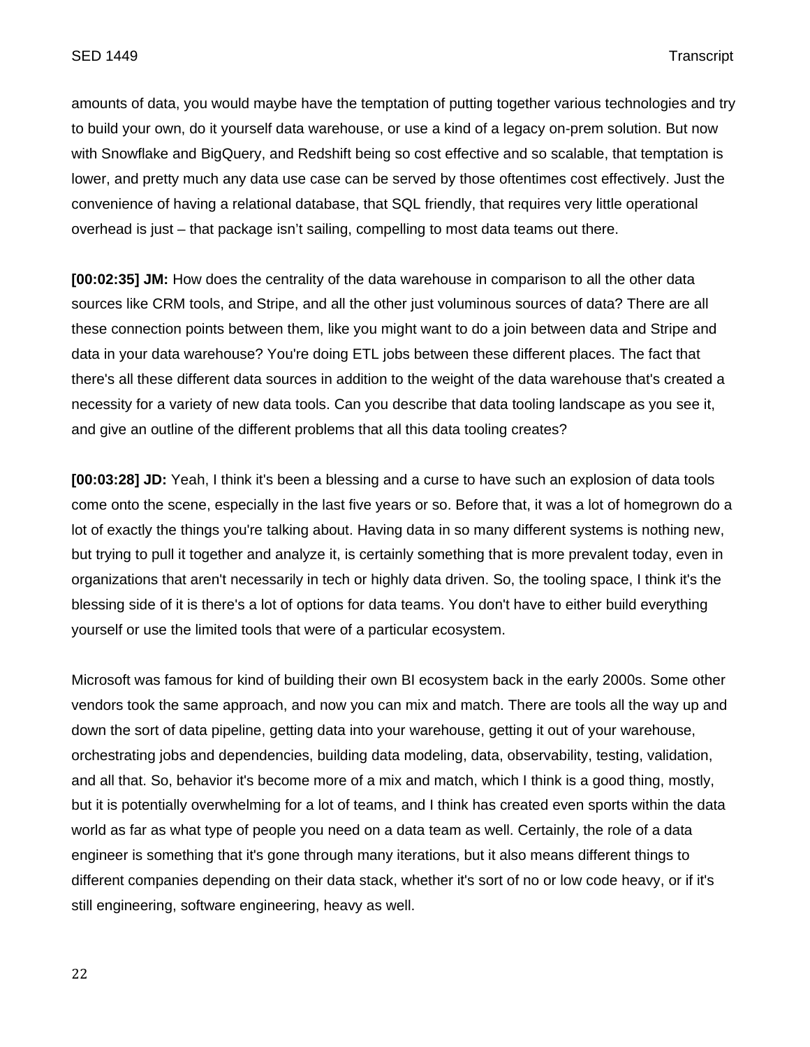amounts of data, you would maybe have the temptation of putting together various technologies and try to build your own, do it yourself data warehouse, or use a kind of a legacy on-prem solution. But now with Snowflake and BigQuery, and Redshift being so cost effective and so scalable, that temptation is lower, and pretty much any data use case can be served by those oftentimes cost effectively. Just the convenience of having a relational database, that SQL friendly, that requires very little operational overhead is just – that package isn't sailing, compelling to most data teams out there.

**[00:02:35] JM:** How does the centrality of the data warehouse in comparison to all the other data sources like CRM tools, and Stripe, and all the other just voluminous sources of data? There are all these connection points between them, like you might want to do a join between data and Stripe and data in your data warehouse? You're doing ETL jobs between these different places. The fact that there's all these different data sources in addition to the weight of the data warehouse that's created a necessity for a variety of new data tools. Can you describe that data tooling landscape as you see it, and give an outline of the different problems that all this data tooling creates?

**[00:03:28] JD:** Yeah, I think it's been a blessing and a curse to have such an explosion of data tools come onto the scene, especially in the last five years or so. Before that, it was a lot of homegrown do a lot of exactly the things you're talking about. Having data in so many different systems is nothing new, but trying to pull it together and analyze it, is certainly something that is more prevalent today, even in organizations that aren't necessarily in tech or highly data driven. So, the tooling space, I think it's the blessing side of it is there's a lot of options for data teams. You don't have to either build everything yourself or use the limited tools that were of a particular ecosystem.

Microsoft was famous for kind of building their own BI ecosystem back in the early 2000s. Some other vendors took the same approach, and now you can mix and match. There are tools all the way up and down the sort of data pipeline, getting data into your warehouse, getting it out of your warehouse, orchestrating jobs and dependencies, building data modeling, data, observability, testing, validation, and all that. So, behavior it's become more of a mix and match, which I think is a good thing, mostly, but it is potentially overwhelming for a lot of teams, and I think has created even sports within the data world as far as what type of people you need on a data team as well. Certainly, the role of a data engineer is something that it's gone through many iterations, but it also means different things to different companies depending on their data stack, whether it's sort of no or low code heavy, or if it's still engineering, software engineering, heavy as well.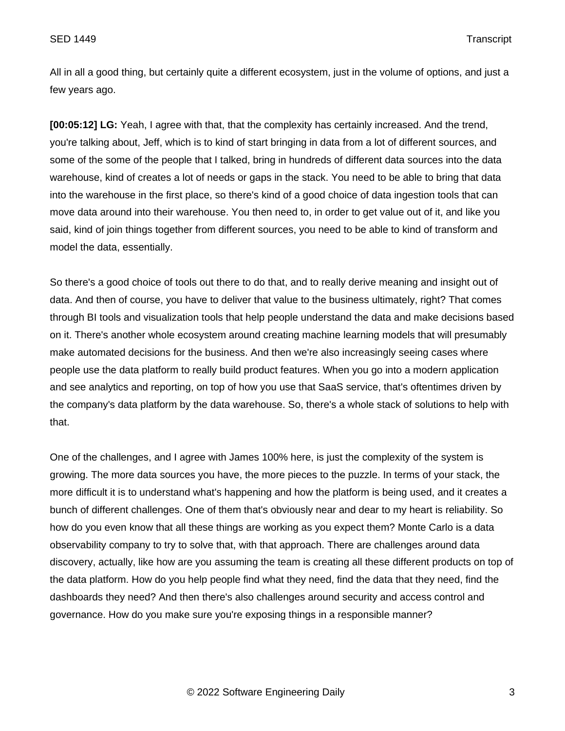All in all a good thing, but certainly quite a different ecosystem, just in the volume of options, and just a few years ago.

**[00:05:12] LG:** Yeah, I agree with that, that the complexity has certainly increased. And the trend, you're talking about, Jeff, which is to kind of start bringing in data from a lot of different sources, and some of the some of the people that I talked, bring in hundreds of different data sources into the data warehouse, kind of creates a lot of needs or gaps in the stack. You need to be able to bring that data into the warehouse in the first place, so there's kind of a good choice of data ingestion tools that can move data around into their warehouse. You then need to, in order to get value out of it, and like you said, kind of join things together from different sources, you need to be able to kind of transform and model the data, essentially.

So there's a good choice of tools out there to do that, and to really derive meaning and insight out of data. And then of course, you have to deliver that value to the business ultimately, right? That comes through BI tools and visualization tools that help people understand the data and make decisions based on it. There's another whole ecosystem around creating machine learning models that will presumably make automated decisions for the business. And then we're also increasingly seeing cases where people use the data platform to really build product features. When you go into a modern application and see analytics and reporting, on top of how you use that SaaS service, that's oftentimes driven by the company's data platform by the data warehouse. So, there's a whole stack of solutions to help with that.

One of the challenges, and I agree with James 100% here, is just the complexity of the system is growing. The more data sources you have, the more pieces to the puzzle. In terms of your stack, the more difficult it is to understand what's happening and how the platform is being used, and it creates a bunch of different challenges. One of them that's obviously near and dear to my heart is reliability. So how do you even know that all these things are working as you expect them? Monte Carlo is a data observability company to try to solve that, with that approach. There are challenges around data discovery, actually, like how are you assuming the team is creating all these different products on top of the data platform. How do you help people find what they need, find the data that they need, find the dashboards they need? And then there's also challenges around security and access control and governance. How do you make sure you're exposing things in a responsible manner?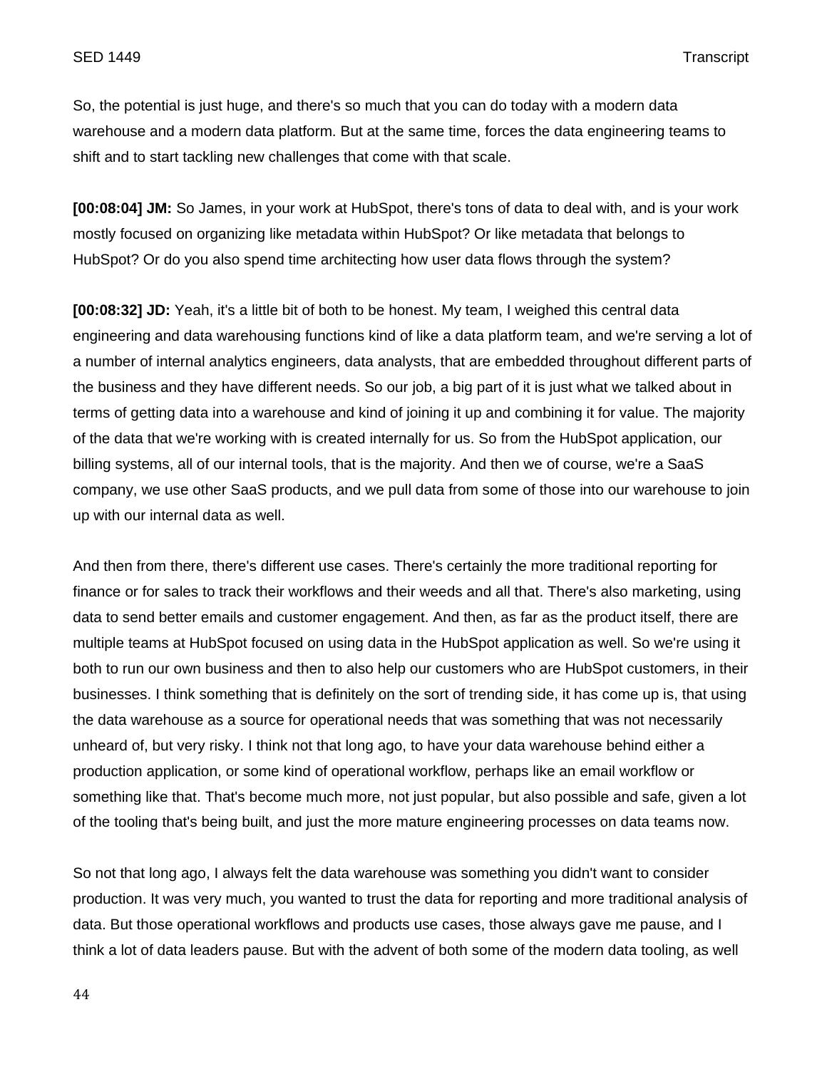So, the potential is just huge, and there's so much that you can do today with a modern data warehouse and a modern data platform. But at the same time, forces the data engineering teams to shift and to start tackling new challenges that come with that scale.

**[00:08:04] JM:** So James, in your work at HubSpot, there's tons of data to deal with, and is your work mostly focused on organizing like metadata within HubSpot? Or like metadata that belongs to HubSpot? Or do you also spend time architecting how user data flows through the system?

**[00:08:32] JD:** Yeah, it's a little bit of both to be honest. My team, I weighed this central data engineering and data warehousing functions kind of like a data platform team, and we're serving a lot of a number of internal analytics engineers, data analysts, that are embedded throughout different parts of the business and they have different needs. So our job, a big part of it is just what we talked about in terms of getting data into a warehouse and kind of joining it up and combining it for value. The majority of the data that we're working with is created internally for us. So from the HubSpot application, our billing systems, all of our internal tools, that is the majority. And then we of course, we're a SaaS company, we use other SaaS products, and we pull data from some of those into our warehouse to join up with our internal data as well.

And then from there, there's different use cases. There's certainly the more traditional reporting for finance or for sales to track their workflows and their weeds and all that. There's also marketing, using data to send better emails and customer engagement. And then, as far as the product itself, there are multiple teams at HubSpot focused on using data in the HubSpot application as well. So we're using it both to run our own business and then to also help our customers who are HubSpot customers, in their businesses. I think something that is definitely on the sort of trending side, it has come up is, that using the data warehouse as a source for operational needs that was something that was not necessarily unheard of, but very risky. I think not that long ago, to have your data warehouse behind either a production application, or some kind of operational workflow, perhaps like an email workflow or something like that. That's become much more, not just popular, but also possible and safe, given a lot of the tooling that's being built, and just the more mature engineering processes on data teams now.

So not that long ago, I always felt the data warehouse was something you didn't want to consider production. It was very much, you wanted to trust the data for reporting and more traditional analysis of data. But those operational workflows and products use cases, those always gave me pause, and I think a lot of data leaders pause. But with the advent of both some of the modern data tooling, as well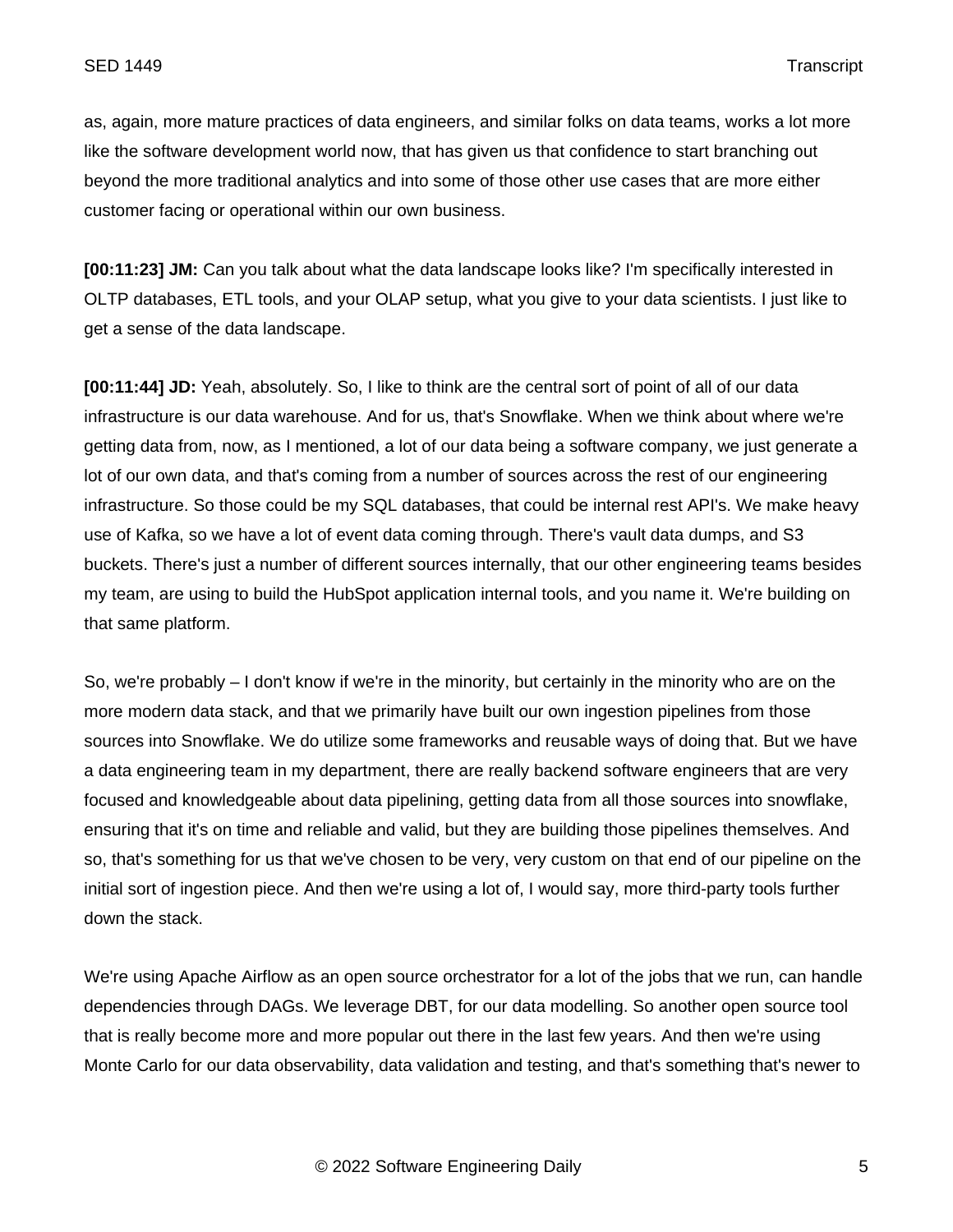as, again, more mature practices of data engineers, and similar folks on data teams, works a lot more like the software development world now, that has given us that confidence to start branching out beyond the more traditional analytics and into some of those other use cases that are more either customer facing or operational within our own business.

**[00:11:23] JM:** Can you talk about what the data landscape looks like? I'm specifically interested in OLTP databases, ETL tools, and your OLAP setup, what you give to your data scientists. I just like to get a sense of the data landscape.

**[00:11:44] JD:** Yeah, absolutely. So, I like to think are the central sort of point of all of our data infrastructure is our data warehouse. And for us, that's Snowflake. When we think about where we're getting data from, now, as I mentioned, a lot of our data being a software company, we just generate a lot of our own data, and that's coming from a number of sources across the rest of our engineering infrastructure. So those could be my SQL databases, that could be internal rest API's. We make heavy use of Kafka, so we have a lot of event data coming through. There's vault data dumps, and S3 buckets. There's just a number of different sources internally, that our other engineering teams besides my team, are using to build the HubSpot application internal tools, and you name it. We're building on that same platform.

So, we're probably – I don't know if we're in the minority, but certainly in the minority who are on the more modern data stack, and that we primarily have built our own ingestion pipelines from those sources into Snowflake. We do utilize some frameworks and reusable ways of doing that. But we have a data engineering team in my department, there are really backend software engineers that are very focused and knowledgeable about data pipelining, getting data from all those sources into snowflake, ensuring that it's on time and reliable and valid, but they are building those pipelines themselves. And so, that's something for us that we've chosen to be very, very custom on that end of our pipeline on the initial sort of ingestion piece. And then we're using a lot of, I would say, more third-party tools further down the stack.

We're using Apache Airflow as an open source orchestrator for a lot of the jobs that we run, can handle dependencies through DAGs. We leverage DBT, for our data modelling. So another open source tool that is really become more and more popular out there in the last few years. And then we're using Monte Carlo for our data observability, data validation and testing, and that's something that's newer to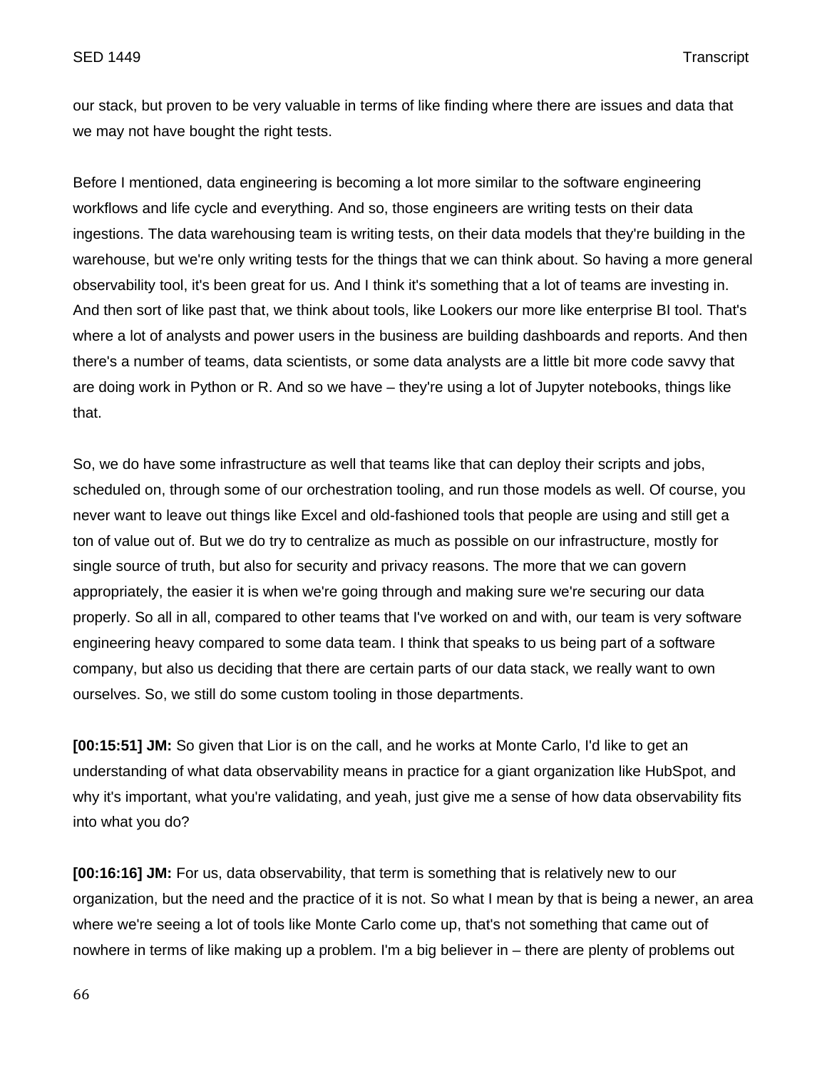our stack, but proven to be very valuable in terms of like finding where there are issues and data that we may not have bought the right tests.

Before I mentioned, data engineering is becoming a lot more similar to the software engineering workflows and life cycle and everything. And so, those engineers are writing tests on their data ingestions. The data warehousing team is writing tests, on their data models that they're building in the warehouse, but we're only writing tests for the things that we can think about. So having a more general observability tool, it's been great for us. And I think it's something that a lot of teams are investing in. And then sort of like past that, we think about tools, like Lookers our more like enterprise BI tool. That's where a lot of analysts and power users in the business are building dashboards and reports. And then there's a number of teams, data scientists, or some data analysts are a little bit more code savvy that are doing work in Python or R. And so we have – they're using a lot of Jupyter notebooks, things like that.

So, we do have some infrastructure as well that teams like that can deploy their scripts and jobs, scheduled on, through some of our orchestration tooling, and run those models as well. Of course, you never want to leave out things like Excel and old-fashioned tools that people are using and still get a ton of value out of. But we do try to centralize as much as possible on our infrastructure, mostly for single source of truth, but also for security and privacy reasons. The more that we can govern appropriately, the easier it is when we're going through and making sure we're securing our data properly. So all in all, compared to other teams that I've worked on and with, our team is very software engineering heavy compared to some data team. I think that speaks to us being part of a software company, but also us deciding that there are certain parts of our data stack, we really want to own ourselves. So, we still do some custom tooling in those departments.

**[00:15:51] JM:** So given that Lior is on the call, and he works at Monte Carlo, I'd like to get an understanding of what data observability means in practice for a giant organization like HubSpot, and why it's important, what you're validating, and yeah, just give me a sense of how data observability fits into what you do?

**[00:16:16] JM:** For us, data observability, that term is something that is relatively new to our organization, but the need and the practice of it is not. So what I mean by that is being a newer, an area where we're seeing a lot of tools like Monte Carlo come up, that's not something that came out of nowhere in terms of like making up a problem. I'm a big believer in – there are plenty of problems out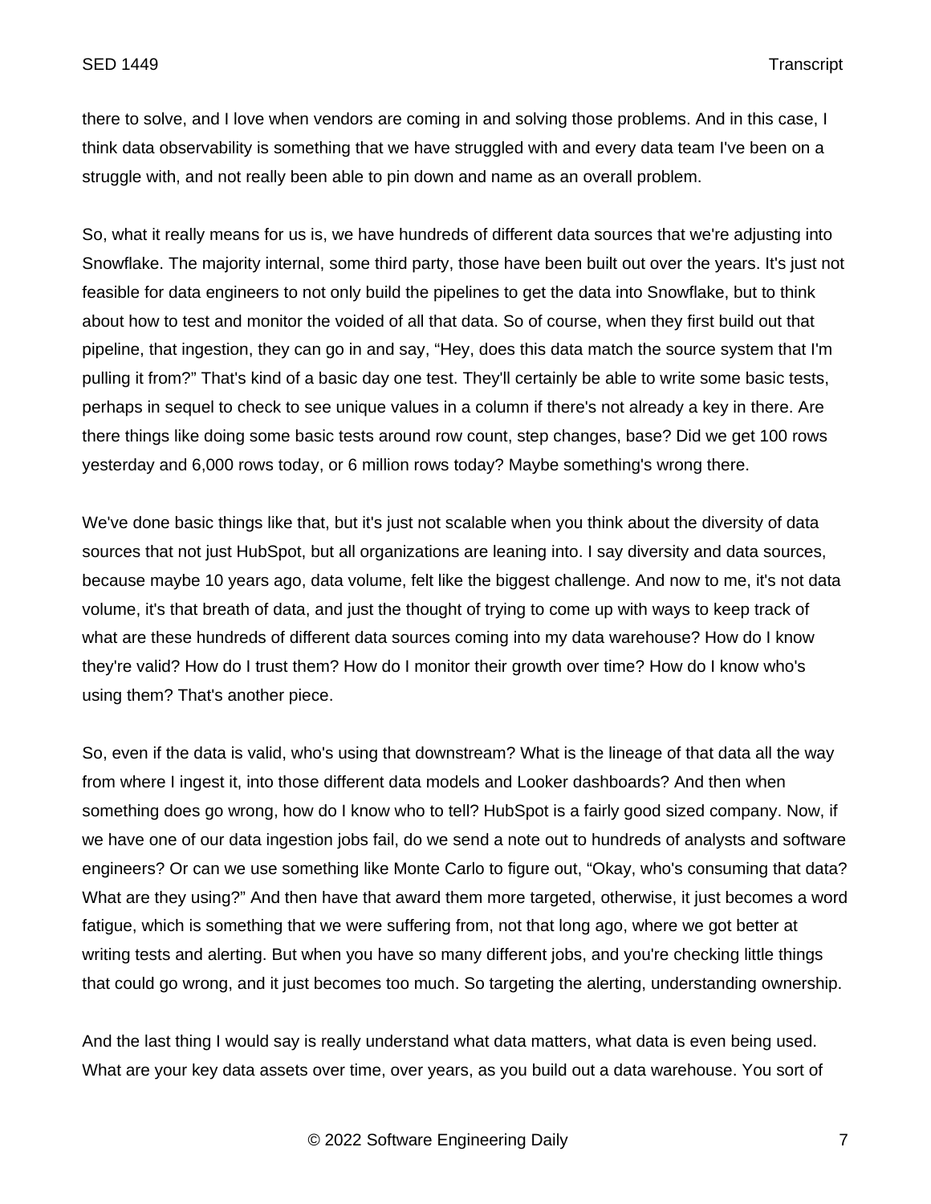there to solve, and I love when vendors are coming in and solving those problems. And in this case, I think data observability is something that we have struggled with and every data team I've been on a struggle with, and not really been able to pin down and name as an overall problem.

So, what it really means for us is, we have hundreds of different data sources that we're adjusting into Snowflake. The majority internal, some third party, those have been built out over the years. It's just not feasible for data engineers to not only build the pipelines to get the data into Snowflake, but to think about how to test and monitor the voided of all that data. So of course, when they first build out that pipeline, that ingestion, they can go in and say, "Hey, does this data match the source system that I'm pulling it from?" That's kind of a basic day one test. They'll certainly be able to write some basic tests, perhaps in sequel to check to see unique values in a column if there's not already a key in there. Are there things like doing some basic tests around row count, step changes, base? Did we get 100 rows yesterday and 6,000 rows today, or 6 million rows today? Maybe something's wrong there.

We've done basic things like that, but it's just not scalable when you think about the diversity of data sources that not just HubSpot, but all organizations are leaning into. I say diversity and data sources, because maybe 10 years ago, data volume, felt like the biggest challenge. And now to me, it's not data volume, it's that breath of data, and just the thought of trying to come up with ways to keep track of what are these hundreds of different data sources coming into my data warehouse? How do I know they're valid? How do I trust them? How do I monitor their growth over time? How do I know who's using them? That's another piece.

So, even if the data is valid, who's using that downstream? What is the lineage of that data all the way from where I ingest it, into those different data models and Looker dashboards? And then when something does go wrong, how do I know who to tell? HubSpot is a fairly good sized company. Now, if we have one of our data ingestion jobs fail, do we send a note out to hundreds of analysts and software engineers? Or can we use something like Monte Carlo to figure out, "Okay, who's consuming that data? What are they using?" And then have that award them more targeted, otherwise, it just becomes a word fatigue, which is something that we were suffering from, not that long ago, where we got better at writing tests and alerting. But when you have so many different jobs, and you're checking little things that could go wrong, and it just becomes too much. So targeting the alerting, understanding ownership.

And the last thing I would say is really understand what data matters, what data is even being used. What are your key data assets over time, over years, as you build out a data warehouse. You sort of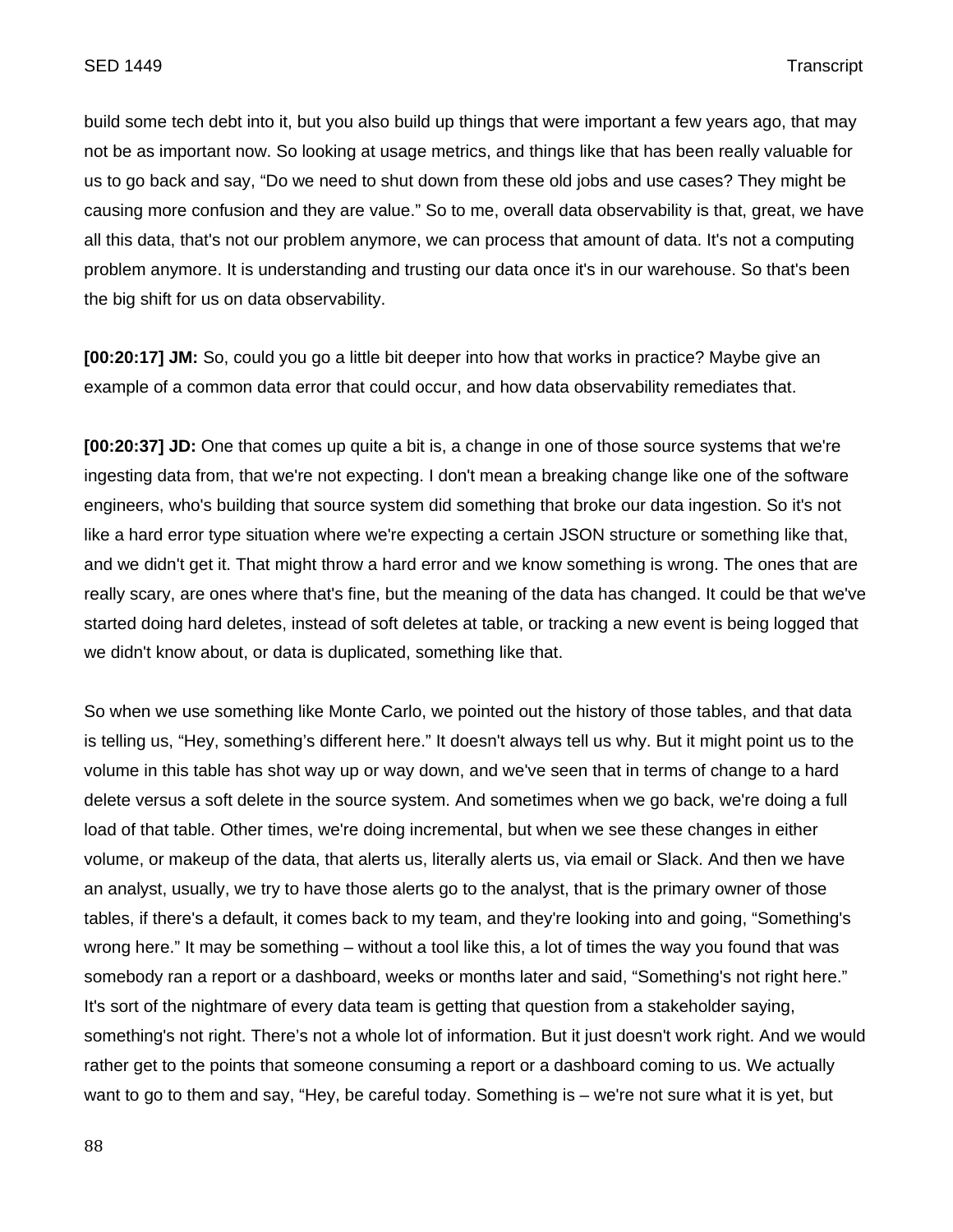build some tech debt into it, but you also build up things that were important a few years ago, that may not be as important now. So looking at usage metrics, and things like that has been really valuable for us to go back and say, "Do we need to shut down from these old jobs and use cases? They might be causing more confusion and they are value." So to me, overall data observability is that, great, we have all this data, that's not our problem anymore, we can process that amount of data. It's not a computing problem anymore. It is understanding and trusting our data once it's in our warehouse. So that's been the big shift for us on data observability.

**[00:20:17] JM:** So, could you go a little bit deeper into how that works in practice? Maybe give an example of a common data error that could occur, and how data observability remediates that.

**[00:20:37] JD:** One that comes up quite a bit is, a change in one of those source systems that we're ingesting data from, that we're not expecting. I don't mean a breaking change like one of the software engineers, who's building that source system did something that broke our data ingestion. So it's not like a hard error type situation where we're expecting a certain JSON structure or something like that, and we didn't get it. That might throw a hard error and we know something is wrong. The ones that are really scary, are ones where that's fine, but the meaning of the data has changed. It could be that we've started doing hard deletes, instead of soft deletes at table, or tracking a new event is being logged that we didn't know about, or data is duplicated, something like that.

So when we use something like Monte Carlo, we pointed out the history of those tables, and that data is telling us, "Hey, something's different here." It doesn't always tell us why. But it might point us to the volume in this table has shot way up or way down, and we've seen that in terms of change to a hard delete versus a soft delete in the source system. And sometimes when we go back, we're doing a full load of that table. Other times, we're doing incremental, but when we see these changes in either volume, or makeup of the data, that alerts us, literally alerts us, via email or Slack. And then we have an analyst, usually, we try to have those alerts go to the analyst, that is the primary owner of those tables, if there's a default, it comes back to my team, and they're looking into and going, "Something's wrong here." It may be something – without a tool like this, a lot of times the way you found that was somebody ran a report or a dashboard, weeks or months later and said, "Something's not right here." It's sort of the nightmare of every data team is getting that question from a stakeholder saying, something's not right. There's not a whole lot of information. But it just doesn't work right. And we would rather get to the points that someone consuming a report or a dashboard coming to us. We actually want to go to them and say, "Hey, be careful today. Something is – we're not sure what it is yet, but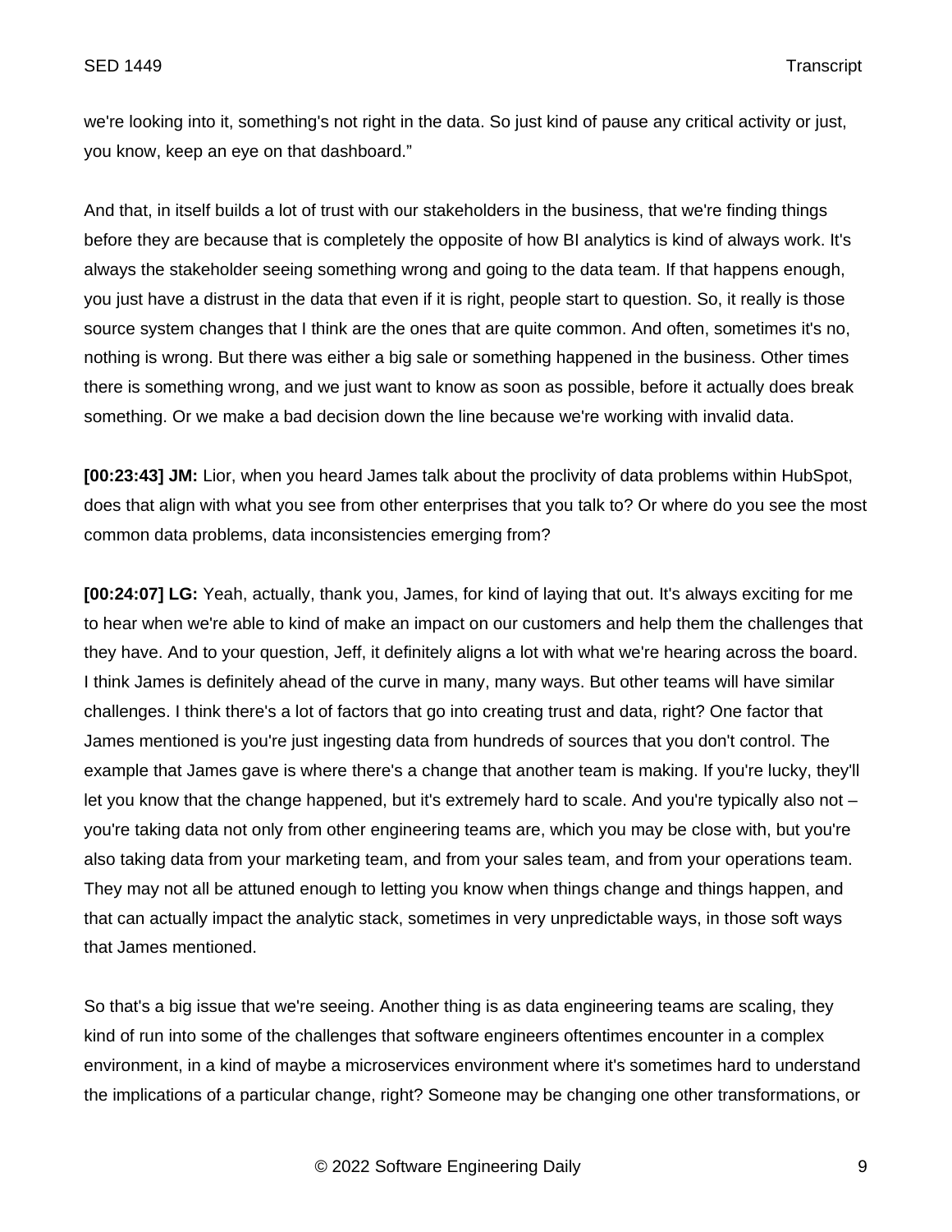we're looking into it, something's not right in the data. So just kind of pause any critical activity or just, you know, keep an eye on that dashboard."

And that, in itself builds a lot of trust with our stakeholders in the business, that we're finding things before they are because that is completely the opposite of how BI analytics is kind of always work. It's always the stakeholder seeing something wrong and going to the data team. If that happens enough, you just have a distrust in the data that even if it is right, people start to question. So, it really is those source system changes that I think are the ones that are quite common. And often, sometimes it's no, nothing is wrong. But there was either a big sale or something happened in the business. Other times there is something wrong, and we just want to know as soon as possible, before it actually does break something. Or we make a bad decision down the line because we're working with invalid data.

**[00:23:43] JM:** Lior, when you heard James talk about the proclivity of data problems within HubSpot, does that align with what you see from other enterprises that you talk to? Or where do you see the most common data problems, data inconsistencies emerging from?

**[00:24:07] LG:** Yeah, actually, thank you, James, for kind of laying that out. It's always exciting for me to hear when we're able to kind of make an impact on our customers and help them the challenges that they have. And to your question, Jeff, it definitely aligns a lot with what we're hearing across the board. I think James is definitely ahead of the curve in many, many ways. But other teams will have similar challenges. I think there's a lot of factors that go into creating trust and data, right? One factor that James mentioned is you're just ingesting data from hundreds of sources that you don't control. The example that James gave is where there's a change that another team is making. If you're lucky, they'll let you know that the change happened, but it's extremely hard to scale. And you're typically also not – you're taking data not only from other engineering teams are, which you may be close with, but you're also taking data from your marketing team, and from your sales team, and from your operations team. They may not all be attuned enough to letting you know when things change and things happen, and that can actually impact the analytic stack, sometimes in very unpredictable ways, in those soft ways that James mentioned.

So that's a big issue that we're seeing. Another thing is as data engineering teams are scaling, they kind of run into some of the challenges that software engineers oftentimes encounter in a complex environment, in a kind of maybe a microservices environment where it's sometimes hard to understand the implications of a particular change, right? Someone may be changing one other transformations, or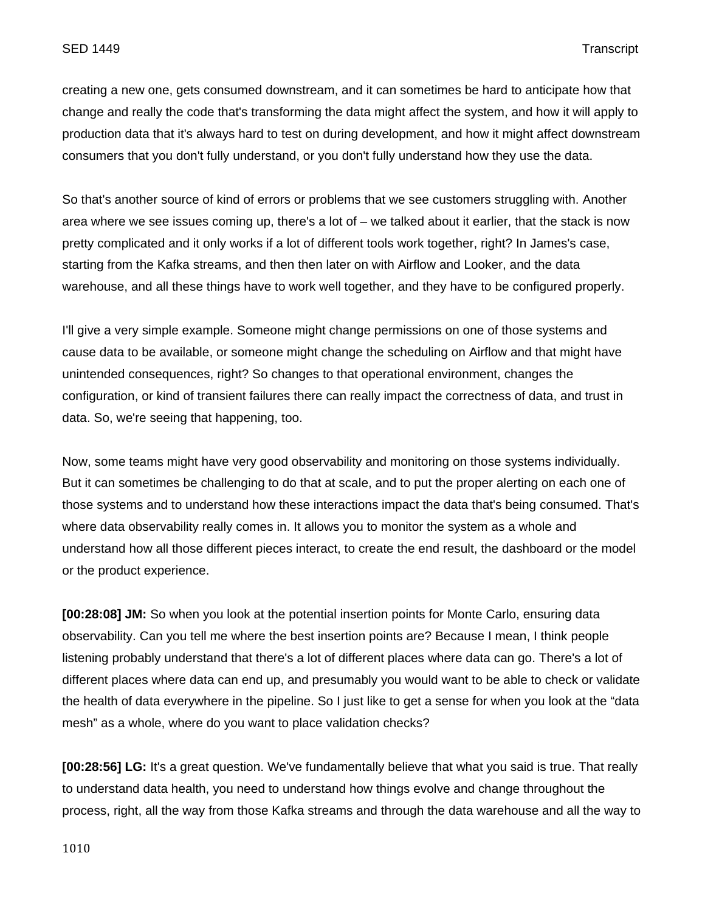creating a new one, gets consumed downstream, and it can sometimes be hard to anticipate how that change and really the code that's transforming the data might affect the system, and how it will apply to production data that it's always hard to test on during development, and how it might affect downstream consumers that you don't fully understand, or you don't fully understand how they use the data.

So that's another source of kind of errors or problems that we see customers struggling with. Another area where we see issues coming up, there's a lot of – we talked about it earlier, that the stack is now pretty complicated and it only works if a lot of different tools work together, right? In James's case, starting from the Kafka streams, and then then later on with Airflow and Looker, and the data warehouse, and all these things have to work well together, and they have to be configured properly.

I'll give a very simple example. Someone might change permissions on one of those systems and cause data to be available, or someone might change the scheduling on Airflow and that might have unintended consequences, right? So changes to that operational environment, changes the configuration, or kind of transient failures there can really impact the correctness of data, and trust in data. So, we're seeing that happening, too.

Now, some teams might have very good observability and monitoring on those systems individually. But it can sometimes be challenging to do that at scale, and to put the proper alerting on each one of those systems and to understand how these interactions impact the data that's being consumed. That's where data observability really comes in. It allows you to monitor the system as a whole and understand how all those different pieces interact, to create the end result, the dashboard or the model or the product experience.

**[00:28:08] JM:** So when you look at the potential insertion points for Monte Carlo, ensuring data observability. Can you tell me where the best insertion points are? Because I mean, I think people listening probably understand that there's a lot of different places where data can go. There's a lot of different places where data can end up, and presumably you would want to be able to check or validate the health of data everywhere in the pipeline. So I just like to get a sense for when you look at the "data mesh" as a whole, where do you want to place validation checks?

**[00:28:56] LG:** It's a great question. We've fundamentally believe that what you said is true. That really to understand data health, you need to understand how things evolve and change throughout the process, right, all the way from those Kafka streams and through the data warehouse and all the way to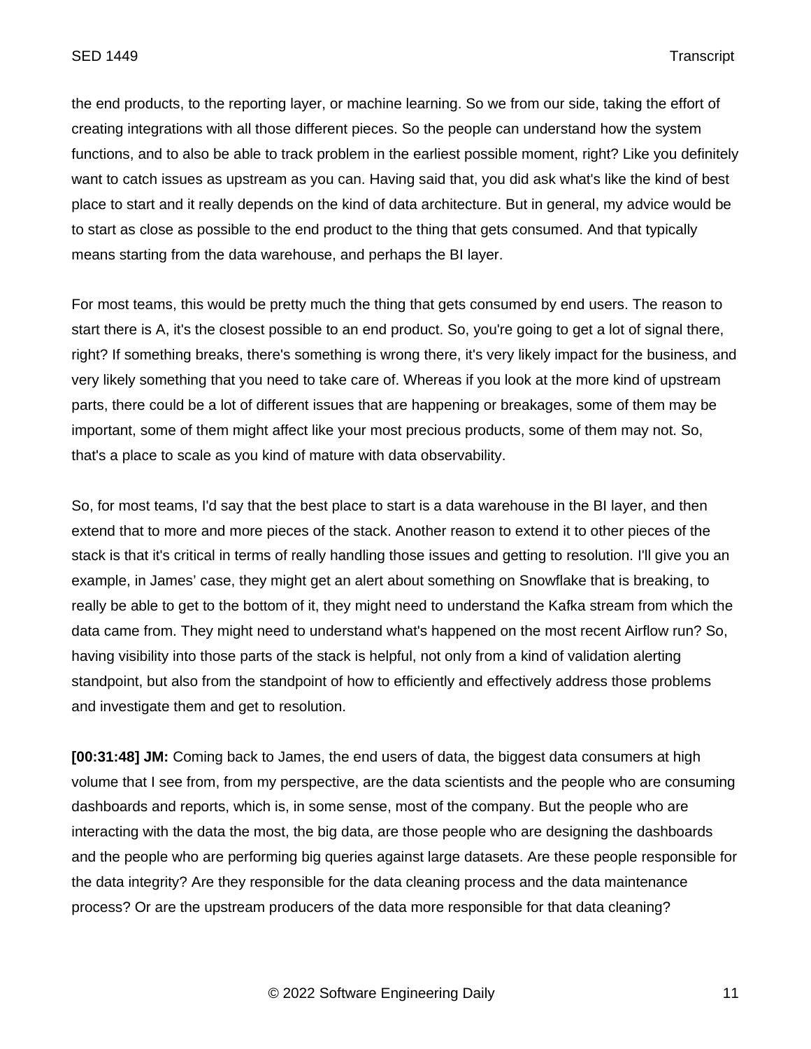the end products, to the reporting layer, or machine learning. So we from our side, taking the effort of creating integrations with all those different pieces. So the people can understand how the system functions, and to also be able to track problem in the earliest possible moment, right? Like you definitely want to catch issues as upstream as you can. Having said that, you did ask what's like the kind of best place to start and it really depends on the kind of data architecture. But in general, my advice would be to start as close as possible to the end product to the thing that gets consumed. And that typically means starting from the data warehouse, and perhaps the BI layer.

For most teams, this would be pretty much the thing that gets consumed by end users. The reason to start there is A, it's the closest possible to an end product. So, you're going to get a lot of signal there, right? If something breaks, there's something is wrong there, it's very likely impact for the business, and very likely something that you need to take care of. Whereas if you look at the more kind of upstream parts, there could be a lot of different issues that are happening or breakages, some of them may be important, some of them might affect like your most precious products, some of them may not. So, that's a place to scale as you kind of mature with data observability.

So, for most teams, I'd say that the best place to start is a data warehouse in the BI layer, and then extend that to more and more pieces of the stack. Another reason to extend it to other pieces of the stack is that it's critical in terms of really handling those issues and getting to resolution. I'll give you an example, in James' case, they might get an alert about something on Snowflake that is breaking, to really be able to get to the bottom of it, they might need to understand the Kafka stream from which the data came from. They might need to understand what's happened on the most recent Airflow run? So, having visibility into those parts of the stack is helpful, not only from a kind of validation alerting standpoint, but also from the standpoint of how to efficiently and effectively address those problems and investigate them and get to resolution.

**[00:31:48] JM:** Coming back to James, the end users of data, the biggest data consumers at high volume that I see from, from my perspective, are the data scientists and the people who are consuming dashboards and reports, which is, in some sense, most of the company. But the people who are interacting with the data the most, the big data, are those people who are designing the dashboards and the people who are performing big queries against large datasets. Are these people responsible for the data integrity? Are they responsible for the data cleaning process and the data maintenance process? Or are the upstream producers of the data more responsible for that data cleaning?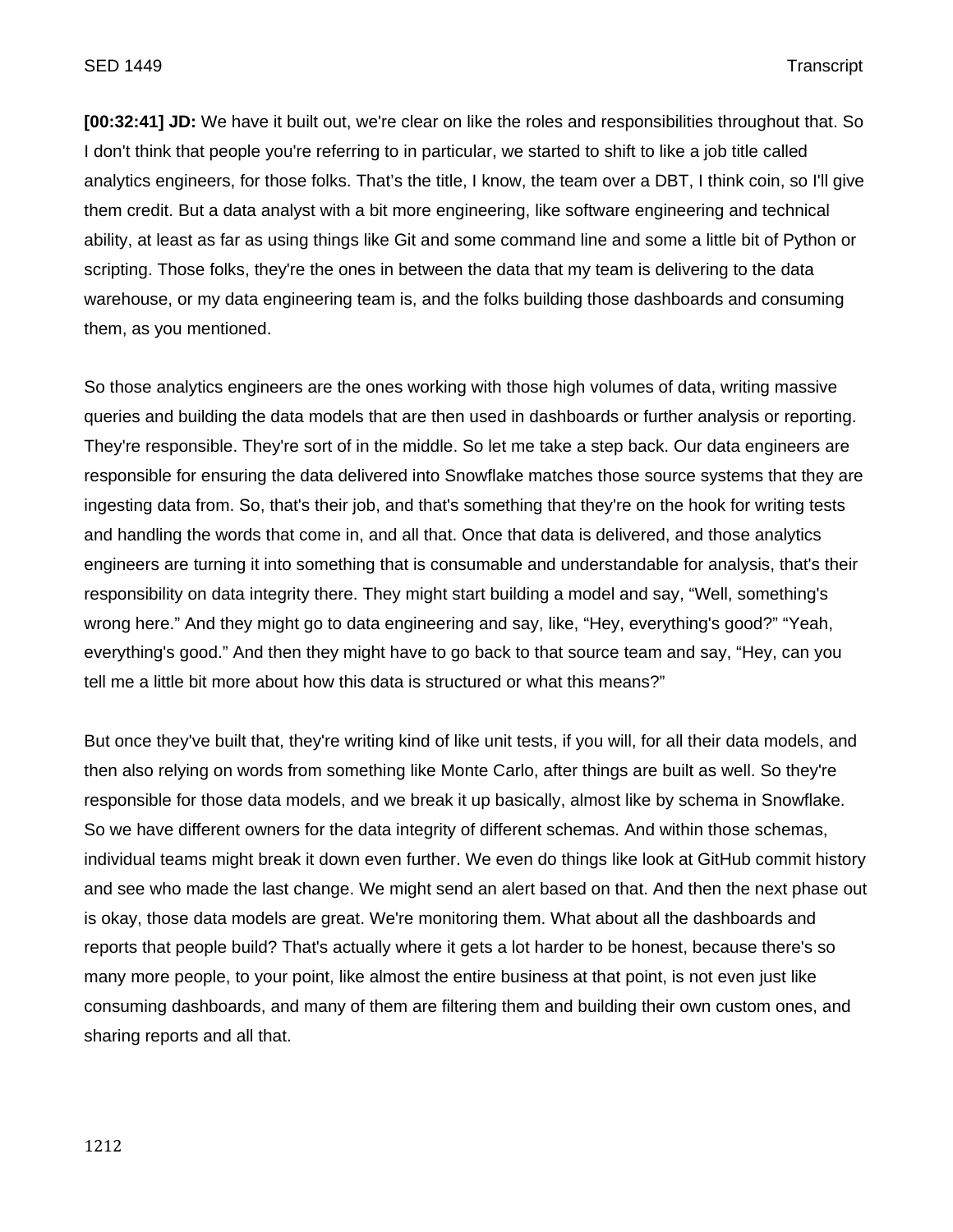**[00:32:41] JD:** We have it built out, we're clear on like the roles and responsibilities throughout that. So I don't think that people you're referring to in particular, we started to shift to like a job title called analytics engineers, for those folks. That's the title, I know, the team over a DBT, I think coin, so I'll give them credit. But a data analyst with a bit more engineering, like software engineering and technical ability, at least as far as using things like Git and some command line and some a little bit of Python or scripting. Those folks, they're the ones in between the data that my team is delivering to the data warehouse, or my data engineering team is, and the folks building those dashboards and consuming them, as you mentioned.

So those analytics engineers are the ones working with those high volumes of data, writing massive queries and building the data models that are then used in dashboards or further analysis or reporting. They're responsible. They're sort of in the middle. So let me take a step back. Our data engineers are responsible for ensuring the data delivered into Snowflake matches those source systems that they are ingesting data from. So, that's their job, and that's something that they're on the hook for writing tests and handling the words that come in, and all that. Once that data is delivered, and those analytics engineers are turning it into something that is consumable and understandable for analysis, that's their responsibility on data integrity there. They might start building a model and say, "Well, something's wrong here." And they might go to data engineering and say, like, "Hey, everything's good?" "Yeah, everything's good." And then they might have to go back to that source team and say, "Hey, can you tell me a little bit more about how this data is structured or what this means?"

But once they've built that, they're writing kind of like unit tests, if you will, for all their data models, and then also relying on words from something like Monte Carlo, after things are built as well. So they're responsible for those data models, and we break it up basically, almost like by schema in Snowflake. So we have different owners for the data integrity of different schemas. And within those schemas, individual teams might break it down even further. We even do things like look at GitHub commit history and see who made the last change. We might send an alert based on that. And then the next phase out is okay, those data models are great. We're monitoring them. What about all the dashboards and reports that people build? That's actually where it gets a lot harder to be honest, because there's so many more people, to your point, like almost the entire business at that point, is not even just like consuming dashboards, and many of them are filtering them and building their own custom ones, and sharing reports and all that.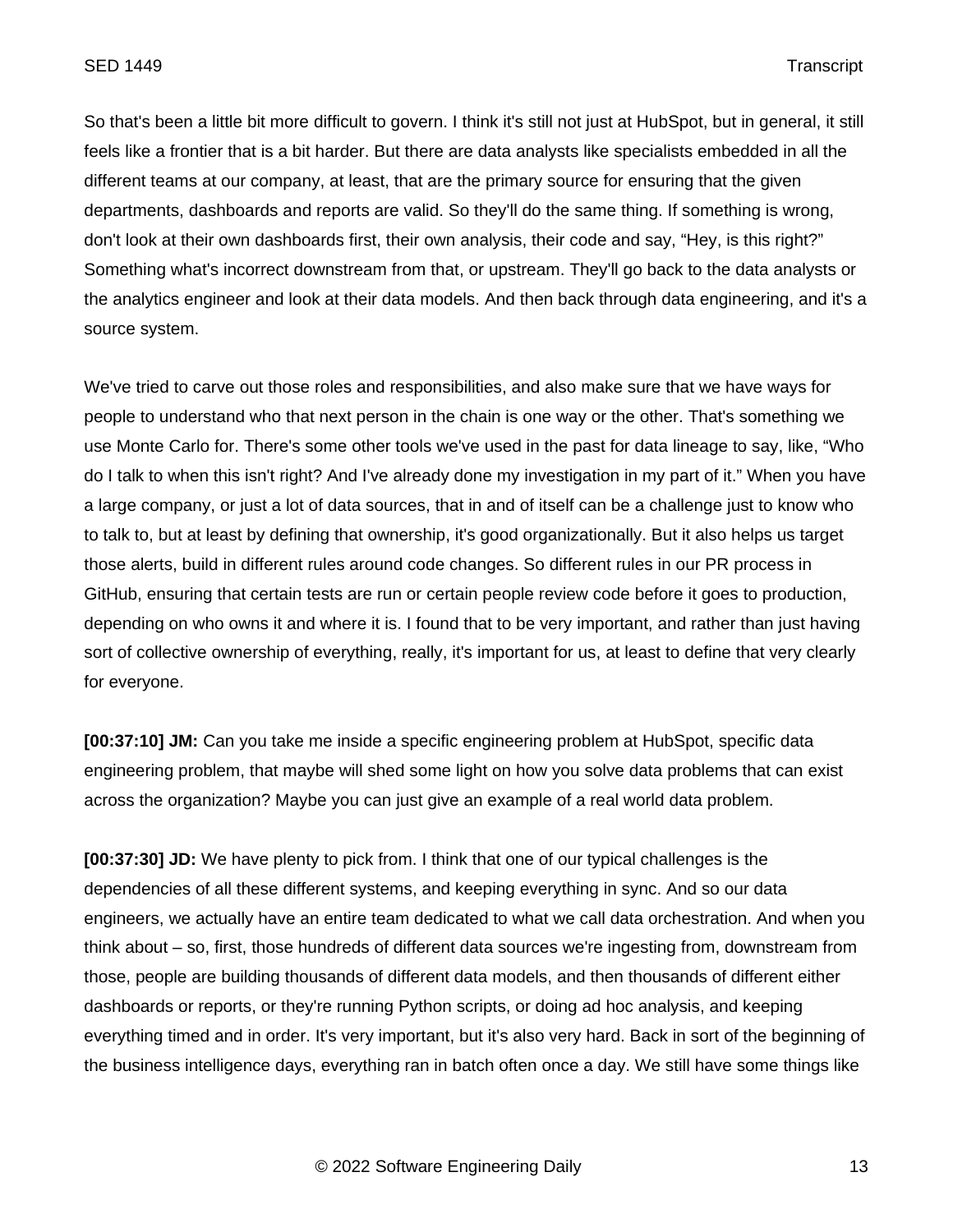So that's been a little bit more difficult to govern. I think it's still not just at HubSpot, but in general, it still feels like a frontier that is a bit harder. But there are data analysts like specialists embedded in all the different teams at our company, at least, that are the primary source for ensuring that the given departments, dashboards and reports are valid. So they'll do the same thing. If something is wrong, don't look at their own dashboards first, their own analysis, their code and say, "Hey, is this right?" Something what's incorrect downstream from that, or upstream. They'll go back to the data analysts or the analytics engineer and look at their data models. And then back through data engineering, and it's a source system.

We've tried to carve out those roles and responsibilities, and also make sure that we have ways for people to understand who that next person in the chain is one way or the other. That's something we use Monte Carlo for. There's some other tools we've used in the past for data lineage to say, like, "Who do I talk to when this isn't right? And I've already done my investigation in my part of it." When you have a large company, or just a lot of data sources, that in and of itself can be a challenge just to know who to talk to, but at least by defining that ownership, it's good organizationally. But it also helps us target those alerts, build in different rules around code changes. So different rules in our PR process in GitHub, ensuring that certain tests are run or certain people review code before it goes to production, depending on who owns it and where it is. I found that to be very important, and rather than just having sort of collective ownership of everything, really, it's important for us, at least to define that very clearly for everyone.

**[00:37:10] JM:** Can you take me inside a specific engineering problem at HubSpot, specific data engineering problem, that maybe will shed some light on how you solve data problems that can exist across the organization? Maybe you can just give an example of a real world data problem.

**[00:37:30] JD:** We have plenty to pick from. I think that one of our typical challenges is the dependencies of all these different systems, and keeping everything in sync. And so our data engineers, we actually have an entire team dedicated to what we call data orchestration. And when you think about – so, first, those hundreds of different data sources we're ingesting from, downstream from those, people are building thousands of different data models, and then thousands of different either dashboards or reports, or they're running Python scripts, or doing ad hoc analysis, and keeping everything timed and in order. It's very important, but it's also very hard. Back in sort of the beginning of the business intelligence days, everything ran in batch often once a day. We still have some things like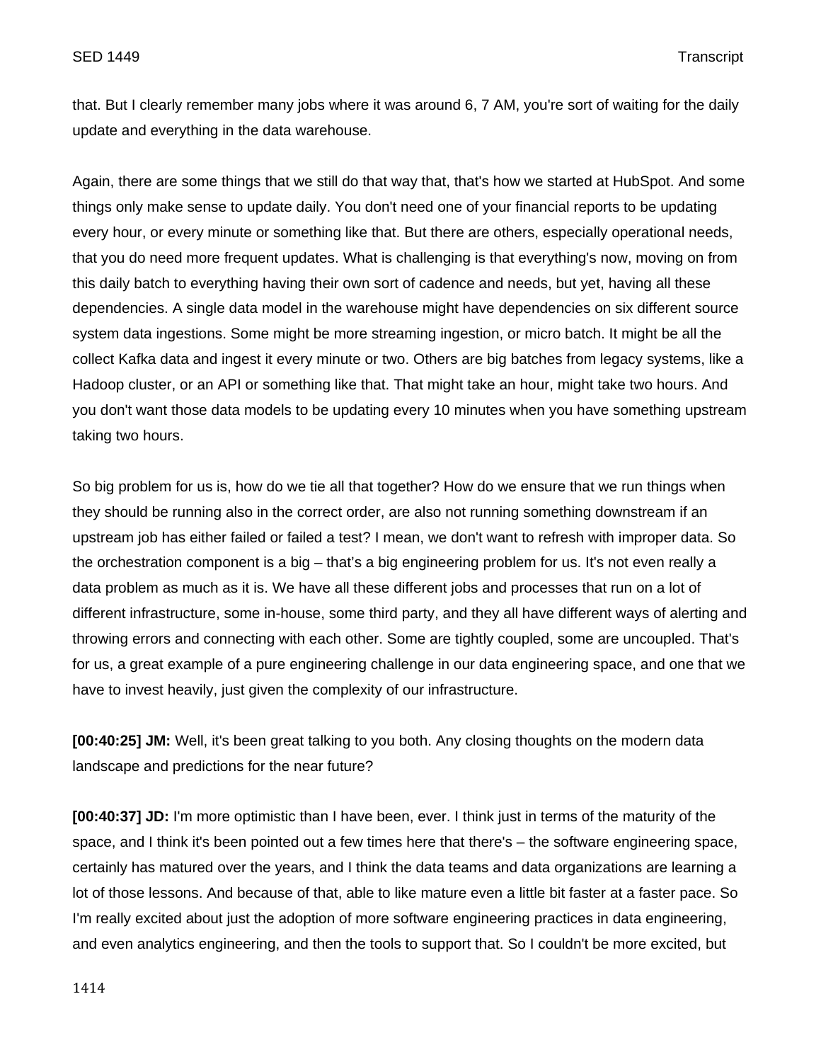that. But I clearly remember many jobs where it was around 6, 7 AM, you're sort of waiting for the daily update and everything in the data warehouse.

Again, there are some things that we still do that way that, that's how we started at HubSpot. And some things only make sense to update daily. You don't need one of your financial reports to be updating every hour, or every minute or something like that. But there are others, especially operational needs, that you do need more frequent updates. What is challenging is that everything's now, moving on from this daily batch to everything having their own sort of cadence and needs, but yet, having all these dependencies. A single data model in the warehouse might have dependencies on six different source system data ingestions. Some might be more streaming ingestion, or micro batch. It might be all the collect Kafka data and ingest it every minute or two. Others are big batches from legacy systems, like a Hadoop cluster, or an API or something like that. That might take an hour, might take two hours. And you don't want those data models to be updating every 10 minutes when you have something upstream taking two hours.

So big problem for us is, how do we tie all that together? How do we ensure that we run things when they should be running also in the correct order, are also not running something downstream if an upstream job has either failed or failed a test? I mean, we don't want to refresh with improper data. So the orchestration component is a big – that's a big engineering problem for us. It's not even really a data problem as much as it is. We have all these different jobs and processes that run on a lot of different infrastructure, some in-house, some third party, and they all have different ways of alerting and throwing errors and connecting with each other. Some are tightly coupled, some are uncoupled. That's for us, a great example of a pure engineering challenge in our data engineering space, and one that we have to invest heavily, just given the complexity of our infrastructure.

**[00:40:25] JM:** Well, it's been great talking to you both. Any closing thoughts on the modern data landscape and predictions for the near future?

**[00:40:37] JD:** I'm more optimistic than I have been, ever. I think just in terms of the maturity of the space, and I think it's been pointed out a few times here that there's – the software engineering space, certainly has matured over the years, and I think the data teams and data organizations are learning a lot of those lessons. And because of that, able to like mature even a little bit faster at a faster pace. So I'm really excited about just the adoption of more software engineering practices in data engineering, and even analytics engineering, and then the tools to support that. So I couldn't be more excited, but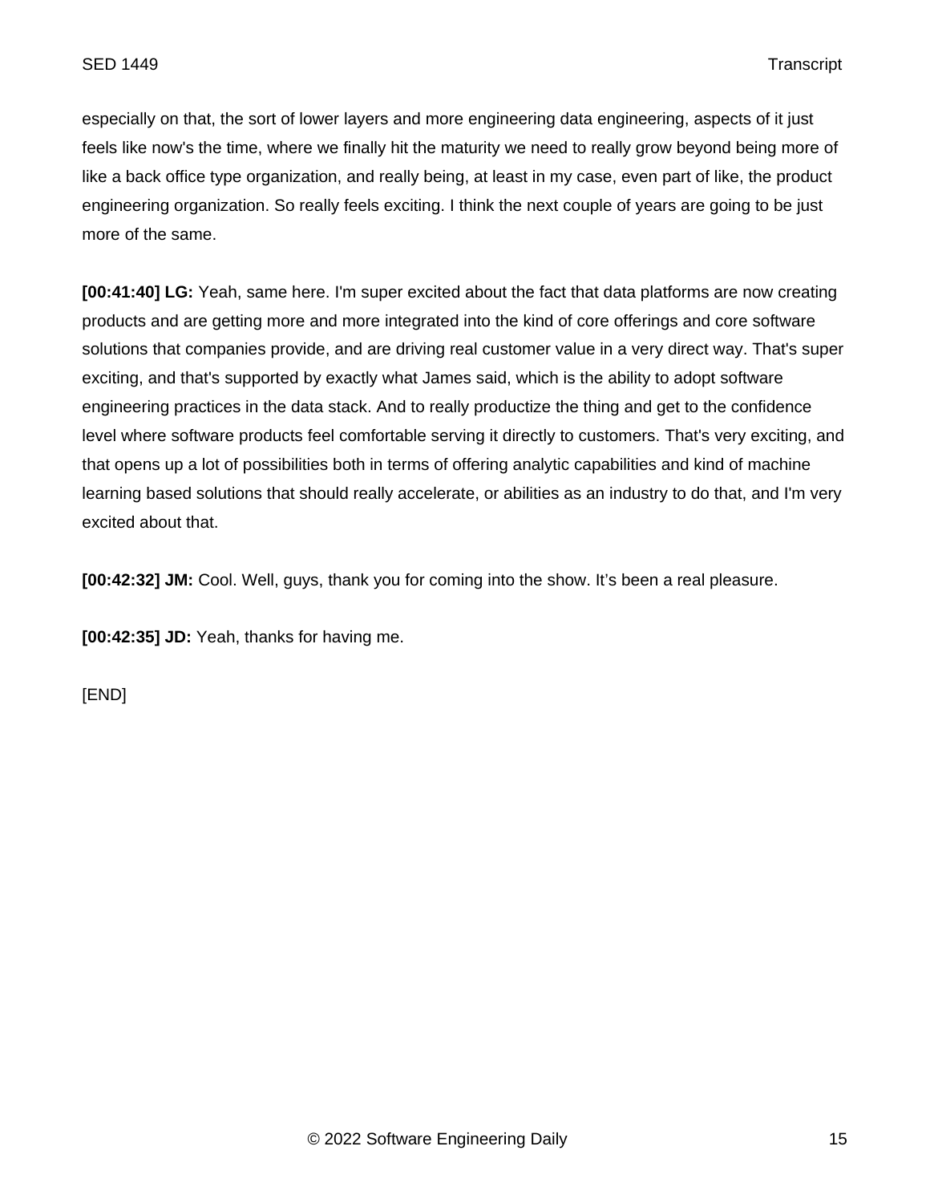especially on that, the sort of lower layers and more engineering data engineering, aspects of it just feels like now's the time, where we finally hit the maturity we need to really grow beyond being more of like a back office type organization, and really being, at least in my case, even part of like, the product engineering organization. So really feels exciting. I think the next couple of years are going to be just more of the same.

**[00:41:40] LG:** Yeah, same here. I'm super excited about the fact that data platforms are now creating products and are getting more and more integrated into the kind of core offerings and core software solutions that companies provide, and are driving real customer value in a very direct way. That's super exciting, and that's supported by exactly what James said, which is the ability to adopt software engineering practices in the data stack. And to really productize the thing and get to the confidence level where software products feel comfortable serving it directly to customers. That's very exciting, and that opens up a lot of possibilities both in terms of offering analytic capabilities and kind of machine learning based solutions that should really accelerate, or abilities as an industry to do that, and I'm very excited about that.

**[00:42:32] JM:** Cool. Well, guys, thank you for coming into the show. It's been a real pleasure.

**[00:42:35] JD:** Yeah, thanks for having me.

[END]